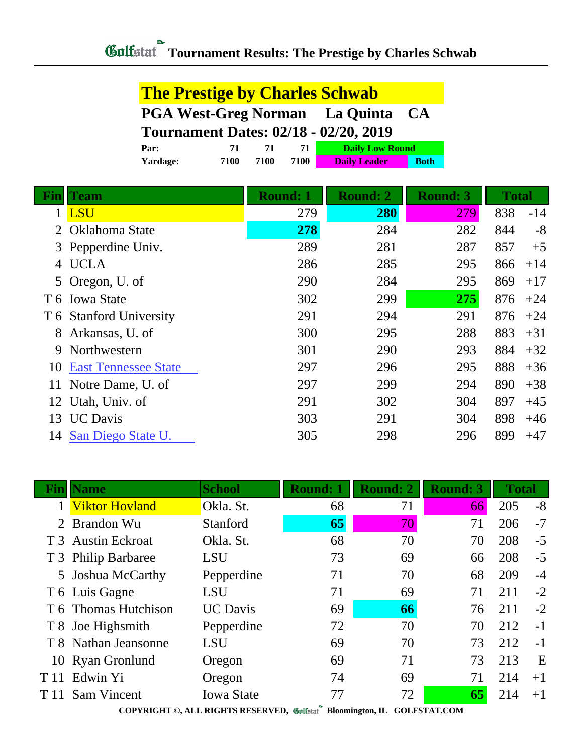# Tournament Results: The Prestige by Charles Schwab

## The Prestige by Charles Schwab

**PGA West-Greg Norman La Quinta CA**

**Tournament Dates: 02/18 - 02/20, 2019**

| | | | | |
|---|---|---|---|---|
| **Par:** | 71 | 71 | 71 | Daily Low Round |
| **Yardage:** | 7100 | 7100 | 7100 | Daily Leader / Both |

| Fin | Team | Round: 1 | Round: 2 | Round: 3 | Total | |
|---|---|---|---|---|---|---|
| 1 | LSU | 279 | 280 | 279 | 838 | -14 |
| 2 | Oklahoma State | 278 | 284 | 282 | 844 | -8 |
| 3 | Pepperdine Univ. | 289 | 281 | 287 | 857 | +5 |
| 4 | UCLA | 286 | 285 | 295 | 866 | +14 |
| 5 | Oregon, U. of | 290 | 284 | 295 | 869 | +17 |
| T 6 | Iowa State | 302 | 299 | 275 | 876 | +24 |
| T 6 | Stanford University | 291 | 294 | 291 | 876 | +24 |
| 8 | Arkansas, U. of | 300 | 295 | 288 | 883 | +31 |
| 9 | Northwestern | 301 | 290 | 293 | 884 | +32 |
| 10 | East Tennessee State | 297 | 296 | 295 | 888 | +36 |
| 11 | Notre Dame, U. of | 297 | 299 | 294 | 890 | +38 |
| 12 | Utah, Univ. of | 291 | 302 | 304 | 897 | +45 |
| 13 | UC Davis | 303 | 291 | 304 | 898 | +46 |
| 14 | San Diego State U. | 305 | 298 | 296 | 899 | +47 |

| Fin | Name | School | Round: 1 | Round: 2 | Round: 3 | Total | |
|---|---|---|---|---|---|---|---|
| 1 | Viktor Hovland | Okla. St. | 68 | 71 | 66 | 205 | -8 |
| 2 | Brandon Wu | Stanford | 65 | 70 | 71 | 206 | -7 |
| T 3 | Austin Eckroat | Okla. St. | 68 | 70 | 70 | 208 | -5 |
| T 3 | Philip Barbaree | LSU | 73 | 69 | 66 | 208 | -5 |
| 5 | Joshua McCarthy | Pepperdine | 71 | 70 | 68 | 209 | -4 |
| T 6 | Luis Gagne | LSU | 71 | 69 | 71 | 211 | -2 |
| T 6 | Thomas Hutchison | UC Davis | 69 | 66 | 76 | 211 | -2 |
| T 8 | Joe Highsmith | Pepperdine | 72 | 70 | 70 | 212 | -1 |
| T 8 | Nathan Jeansonne | LSU | 69 | 70 | 73 | 212 | -1 |
| 10 | Ryan Gronlund | Oregon | 69 | 71 | 73 | 213 | E |
| T 11 | Edwin Yi | Oregon | 74 | 69 | 71 | 214 | +1 |
| T 11 | Sam Vincent | Iowa State | 77 | 72 | 65 | 214 | +1 |

COPYRIGHT ©, ALL RIGHTS RESERVED, Golfstat Bloomington, IL GOLFSTAT.COM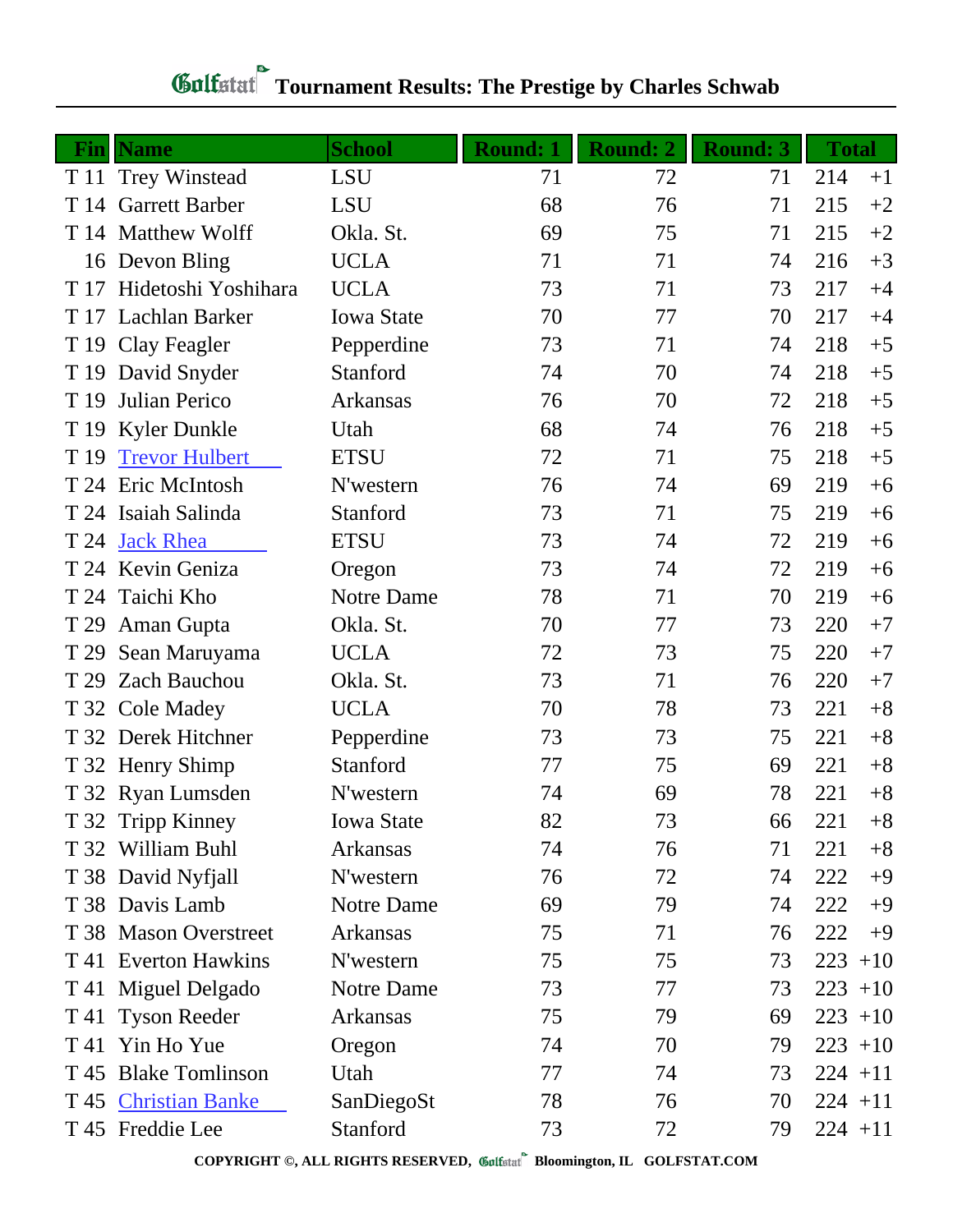# Golfstat Tournament Results: The Prestige by Charles Schwab

| Fin | Name | School | Round: 1 | Round: 2 | Round: 3 | Total | |
|---|---|---|---|---|---|---|---|
| T 11 | Trey Winstead | LSU | 71 | 72 | 71 | 214 | +1 |
| T 14 | Garrett Barber | LSU | 68 | 76 | 71 | 215 | +2 |
| T 14 | Matthew Wolff | Okla. St. | 69 | 75 | 71 | 215 | +2 |
| 16 | Devon Bling | UCLA | 71 | 71 | 74 | 216 | +3 |
| T 17 | Hidetoshi Yoshihara | UCLA | 73 | 71 | 73 | 217 | +4 |
| T 17 | Lachlan Barker | Iowa State | 70 | 77 | 70 | 217 | +4 |
| T 19 | Clay Feagler | Pepperdine | 73 | 71 | 74 | 218 | +5 |
| T 19 | David Snyder | Stanford | 74 | 70 | 74 | 218 | +5 |
| T 19 | Julian Perico | Arkansas | 76 | 70 | 72 | 218 | +5 |
| T 19 | Kyler Dunkle | Utah | 68 | 74 | 76 | 218 | +5 |
| T 19 | Trevor Hulbert | ETSU | 72 | 71 | 75 | 218 | +5 |
| T 24 | Eric McIntosh | N'western | 76 | 74 | 69 | 219 | +6 |
| T 24 | Isaiah Salinda | Stanford | 73 | 71 | 75 | 219 | +6 |
| T 24 | Jack Rhea | ETSU | 73 | 74 | 72 | 219 | +6 |
| T 24 | Kevin Geniza | Oregon | 73 | 74 | 72 | 219 | +6 |
| T 24 | Taichi Kho | Notre Dame | 78 | 71 | 70 | 219 | +6 |
| T 29 | Aman Gupta | Okla. St. | 70 | 77 | 73 | 220 | +7 |
| T 29 | Sean Maruyama | UCLA | 72 | 73 | 75 | 220 | +7 |
| T 29 | Zach Bauchou | Okla. St. | 73 | 71 | 76 | 220 | +7 |
| T 32 | Cole Madey | UCLA | 70 | 78 | 73 | 221 | +8 |
| T 32 | Derek Hitchner | Pepperdine | 73 | 73 | 75 | 221 | +8 |
| T 32 | Henry Shimp | Stanford | 77 | 75 | 69 | 221 | +8 |
| T 32 | Ryan Lumsden | N'western | 74 | 69 | 78 | 221 | +8 |
| T 32 | Tripp Kinney | Iowa State | 82 | 73 | 66 | 221 | +8 |
| T 32 | William Buhl | Arkansas | 74 | 76 | 71 | 221 | +8 |
| T 38 | David Nyfjall | N'western | 76 | 72 | 74 | 222 | +9 |
| T 38 | Davis Lamb | Notre Dame | 69 | 79 | 74 | 222 | +9 |
| T 38 | Mason Overstreet | Arkansas | 75 | 71 | 76 | 222 | +9 |
| T 41 | Everton Hawkins | N'western | 75 | 75 | 73 | 223 | +10 |
| T 41 | Miguel Delgado | Notre Dame | 73 | 77 | 73 | 223 | +10 |
| T 41 | Tyson Reeder | Arkansas | 75 | 79 | 69 | 223 | +10 |
| T 41 | Yin Ho Yue | Oregon | 74 | 70 | 79 | 223 | +10 |
| T 45 | Blake Tomlinson | Utah | 77 | 74 | 73 | 224 | +11 |
| T 45 | Christian Banke | SanDiegoSt | 78 | 76 | 70 | 224 | +11 |
| T 45 | Freddie Lee | Stanford | 73 | 72 | 79 | 224 | +11 |

COPYRIGHT ©, ALL RIGHTS RESERVED, Golfstat Bloomington, IL GOLFSTAT.COM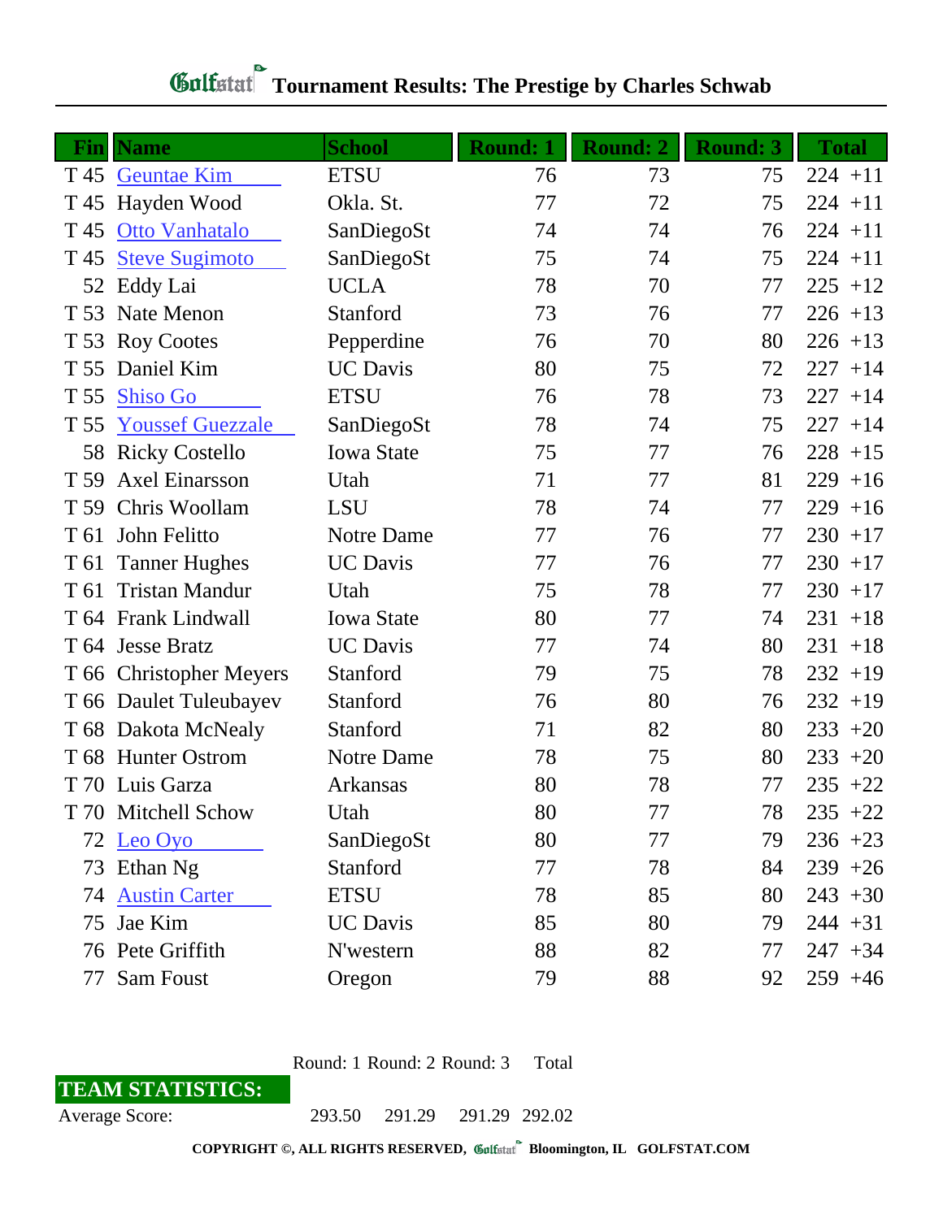# Golfstat Tournament Results: The Prestige by Charles Schwab

| Fin | Name | School | Round: 1 | Round: 2 | Round: 3 | Total |
|---|---|---|---|---|---|---|
| T 45 | Geuntae Kim | ETSU | 76 | 73 | 75 | 224 +11 |
| T 45 | Hayden Wood | Okla. St. | 77 | 72 | 75 | 224 +11 |
| T 45 | Otto Vanhatalo | SanDiegoSt | 74 | 74 | 76 | 224 +11 |
| T 45 | Steve Sugimoto | SanDiegoSt | 75 | 74 | 75 | 224 +11 |
| 52 | Eddy Lai | UCLA | 78 | 70 | 77 | 225 +12 |
| T 53 | Nate Menon | Stanford | 73 | 76 | 77 | 226 +13 |
| T 53 | Roy Cootes | Pepperdine | 76 | 70 | 80 | 226 +13 |
| T 55 | Daniel Kim | UC Davis | 80 | 75 | 72 | 227 +14 |
| T 55 | Shiso Go | ETSU | 76 | 78 | 73 | 227 +14 |
| T 55 | Youssef Guezzale | SanDiegoSt | 78 | 74 | 75 | 227 +14 |
| 58 | Ricky Costello | Iowa State | 75 | 77 | 76 | 228 +15 |
| T 59 | Axel Einarsson | Utah | 71 | 77 | 81 | 229 +16 |
| T 59 | Chris Woollam | LSU | 78 | 74 | 77 | 229 +16 |
| T 61 | John Felitto | Notre Dame | 77 | 76 | 77 | 230 +17 |
| T 61 | Tanner Hughes | UC Davis | 77 | 76 | 77 | 230 +17 |
| T 61 | Tristan Mandur | Utah | 75 | 78 | 77 | 230 +17 |
| T 64 | Frank Lindwall | Iowa State | 80 | 77 | 74 | 231 +18 |
| T 64 | Jesse Bratz | UC Davis | 77 | 74 | 80 | 231 +18 |
| T 66 | Christopher Meyers | Stanford | 79 | 75 | 78 | 232 +19 |
| T 66 | Daulet Tuleubayev | Stanford | 76 | 80 | 76 | 232 +19 |
| T 68 | Dakota McNealy | Stanford | 71 | 82 | 80 | 233 +20 |
| T 68 | Hunter Ostrom | Notre Dame | 78 | 75 | 80 | 233 +20 |
| T 70 | Luis Garza | Arkansas | 80 | 78 | 77 | 235 +22 |
| T 70 | Mitchell Schow | Utah | 80 | 77 | 78 | 235 +22 |
| 72 | Leo Oyo | SanDiegoSt | 80 | 77 | 79 | 236 +23 |
| 73 | Ethan Ng | Stanford | 77 | 78 | 84 | 239 +26 |
| 74 | Austin Carter | ETSU | 78 | 85 | 80 | 243 +30 |
| 75 | Jae Kim | UC Davis | 85 | 80 | 79 | 244 +31 |
| 76 | Pete Griffith | N'western | 88 | 82 | 77 | 247 +34 |
| 77 | Sam Foust | Oregon | 79 | 88 | 92 | 259 +46 |

| TEAM STATISTICS: | Round: 1 | Round: 2 | Round: 3 | Total |
|---|---|---|---|---|
| Average Score: | 293.50 | 291.29 | 291.29 | 292.02 |

COPYRIGHT ©, ALL RIGHTS RESERVED, Golfstat Bloomington, IL GOLFSTAT.COM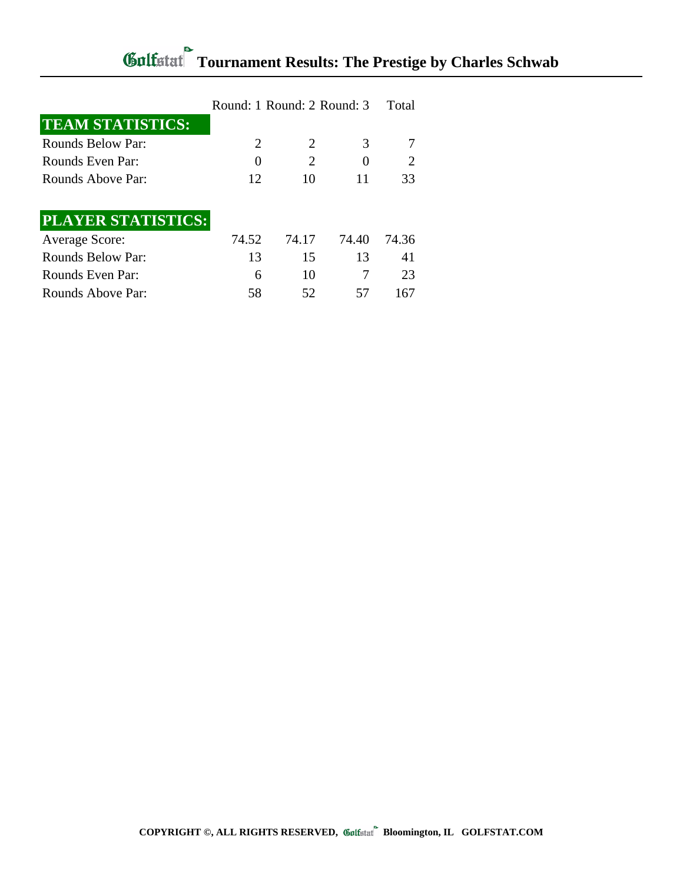# Golfstat Tournament Results: The Prestige by Charles Schwab

| | Round: 1 | Round: 2 | Round: 3 | Total |
|---|---|---|---|---|
| **TEAM STATISTICS:** | | | | |
| Rounds Below Par: | 2 | 2 | 3 | 7 |
| Rounds Even Par: | 0 | 2 | 0 | 2 |
| Rounds Above Par: | 12 | 10 | 11 | 33 |
| | | | | |
| **PLAYER STATISTICS:** | | | | |
| Average Score: | 74.52 | 74.17 | 74.40 | 74.36 |
| Rounds Below Par: | 13 | 15 | 13 | 41 |
| Rounds Even Par: | 6 | 10 | 7 | 23 |
| Rounds Above Par: | 58 | 52 | 57 | 167 |

**COPYRIGHT ©, ALL RIGHTS RESERVED, Golfstat Bloomington, IL GOLFSTAT.COM**